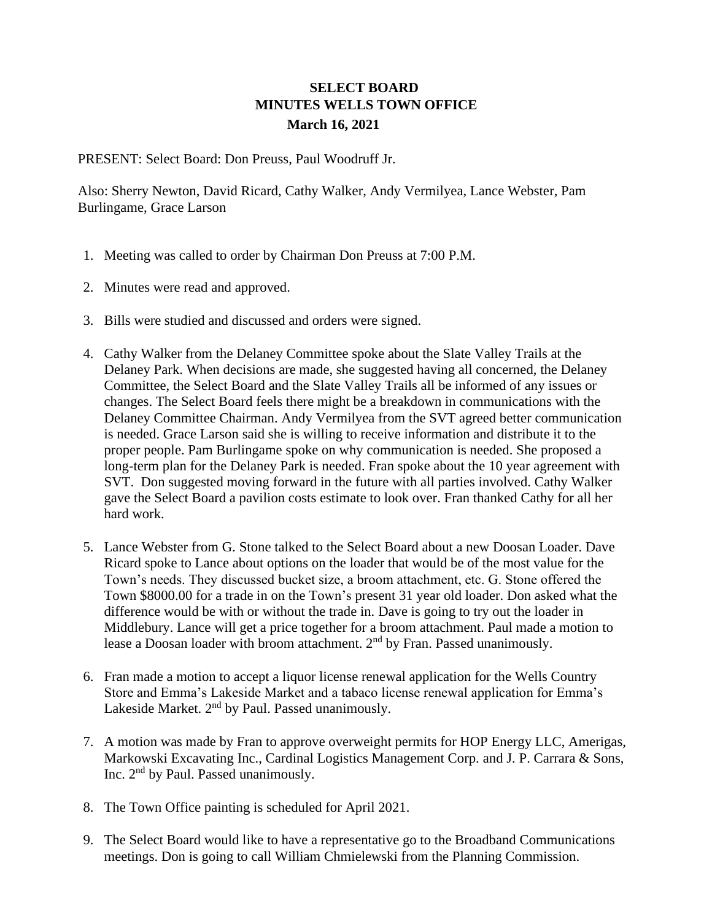# SELECT BOARD
## MINUTES WELLS TOWN OFFICE
### March 16, 2021

PRESENT: Select Board: Don Preuss, Paul Woodruff Jr.

Also: Sherry Newton, David Ricard, Cathy Walker, Andy Vermilyea, Lance Webster, Pam Burlingame, Grace Larson

1. Meeting was called to order by Chairman Don Preuss at 7:00 P.M.

2. Minutes were read and approved.

3. Bills were studied and discussed and orders were signed.

4. Cathy Walker from the Delaney Committee spoke about the Slate Valley Trails at the Delaney Park. When decisions are made, she suggested having all concerned, the Delaney Committee, the Select Board and the Slate Valley Trails all be informed of any issues or changes. The Select Board feels there might be a breakdown in communications with the Delaney Committee Chairman. Andy Vermilyea from the SVT agreed better communication is needed. Grace Larson said she is willing to receive information and distribute it to the proper people. Pam Burlingame spoke on why communication is needed. She proposed a long-term plan for the Delaney Park is needed. Fran spoke about the 10 year agreement with SVT. Don suggested moving forward in the future with all parties involved. Cathy Walker gave the Select Board a pavilion costs estimate to look over. Fran thanked Cathy for all her hard work.

5. Lance Webster from G. Stone talked to the Select Board about a new Doosan Loader. Dave Ricard spoke to Lance about options on the loader that would be of the most value for the Town's needs. They discussed bucket size, a broom attachment, etc. G. Stone offered the Town $8000.00 for a trade in on the Town's present 31 year old loader. Don asked what the difference would be with or without the trade in. Dave is going to try out the loader in Middlebury. Lance will get a price together for a broom attachment. Paul made a motion to lease a Doosan loader with broom attachment. 2nd by Fran. Passed unanimously.

6. Fran made a motion to accept a liquor license renewal application for the Wells Country Store and Emma's Lakeside Market and a tabaco license renewal application for Emma's Lakeside Market. 2nd by Paul. Passed unanimously.

7. A motion was made by Fran to approve overweight permits for HOP Energy LLC, Amerigas, Markowski Excavating Inc., Cardinal Logistics Management Corp. and J. P. Carrara & Sons, Inc. 2nd by Paul. Passed unanimously.

8. The Town Office painting is scheduled for April 2021.

9. The Select Board would like to have a representative go to the Broadband Communications meetings. Don is going to call William Chmielewski from the Planning Commission.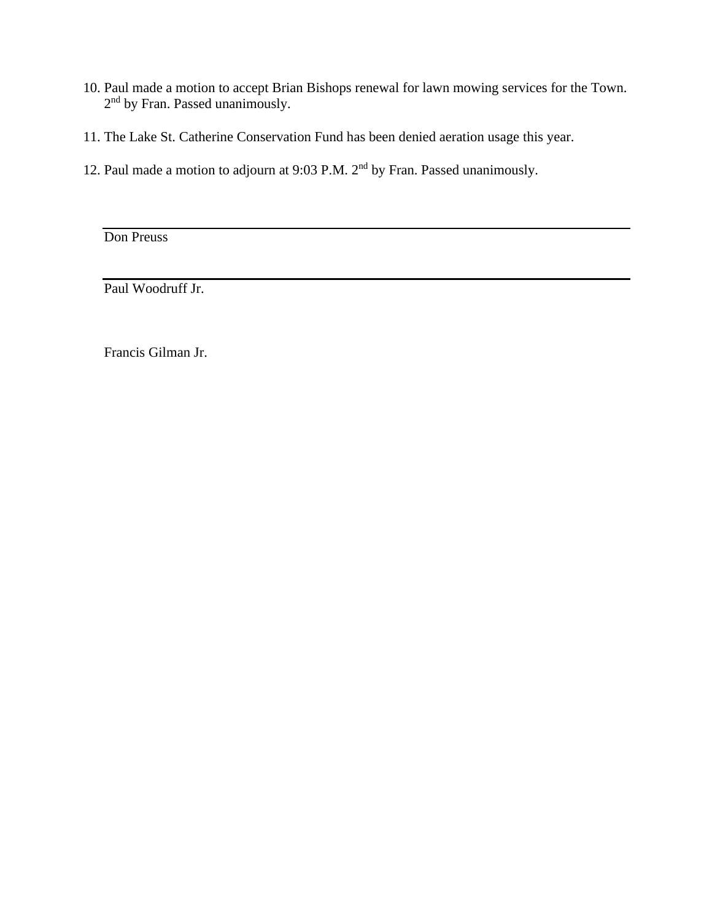10. Paul made a motion to accept Brian Bishops renewal for lawn mowing services for the Town. 2nd by Fran. Passed unanimously.

11. The Lake St. Catherine Conservation Fund has been denied aeration usage this year.

12. Paul made a motion to adjourn at 9:03 P.M. 2nd by Fran. Passed unanimously.

---

Don Preuss

---

Paul Woodruff Jr.

Francis Gilman Jr.